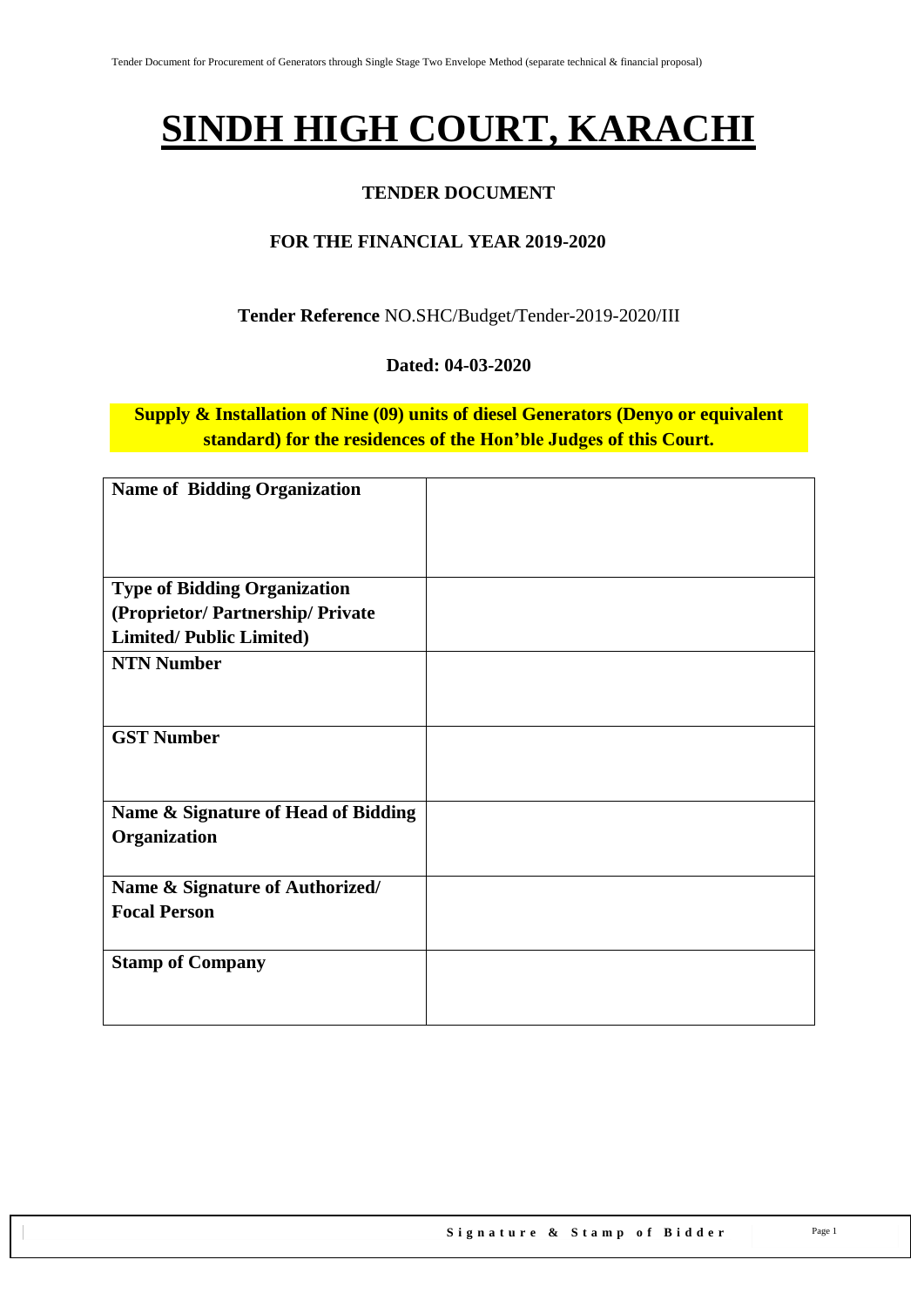# SINDH HIGH COURT, KARACHI

**TENDER DOCUMENT**

**FOR THE FINANCIAL YEAR 2019-2020**

**Tender Reference** NO.SHC/Budget/Tender-2019-2020/III

**Dated: 04-03-2020**

**Supply & Installation of Nine (09) units of diesel Generators (Denyo or equivalent standard) for the residences of the Hon'ble Judges of this Court.**

| **Name of Bidding Organization** | |
|---|---|
| **Type of Bidding Organization (Proprietor/ Partnership/ Private Limited/ Public Limited)** | |
| **NTN Number** | |
| **GST Number** | |
| **Name & Signature of Head of Bidding Organization** | |
| **Name & Signature of Authorized/ Focal Person** | |
| **Stamp of Company** | |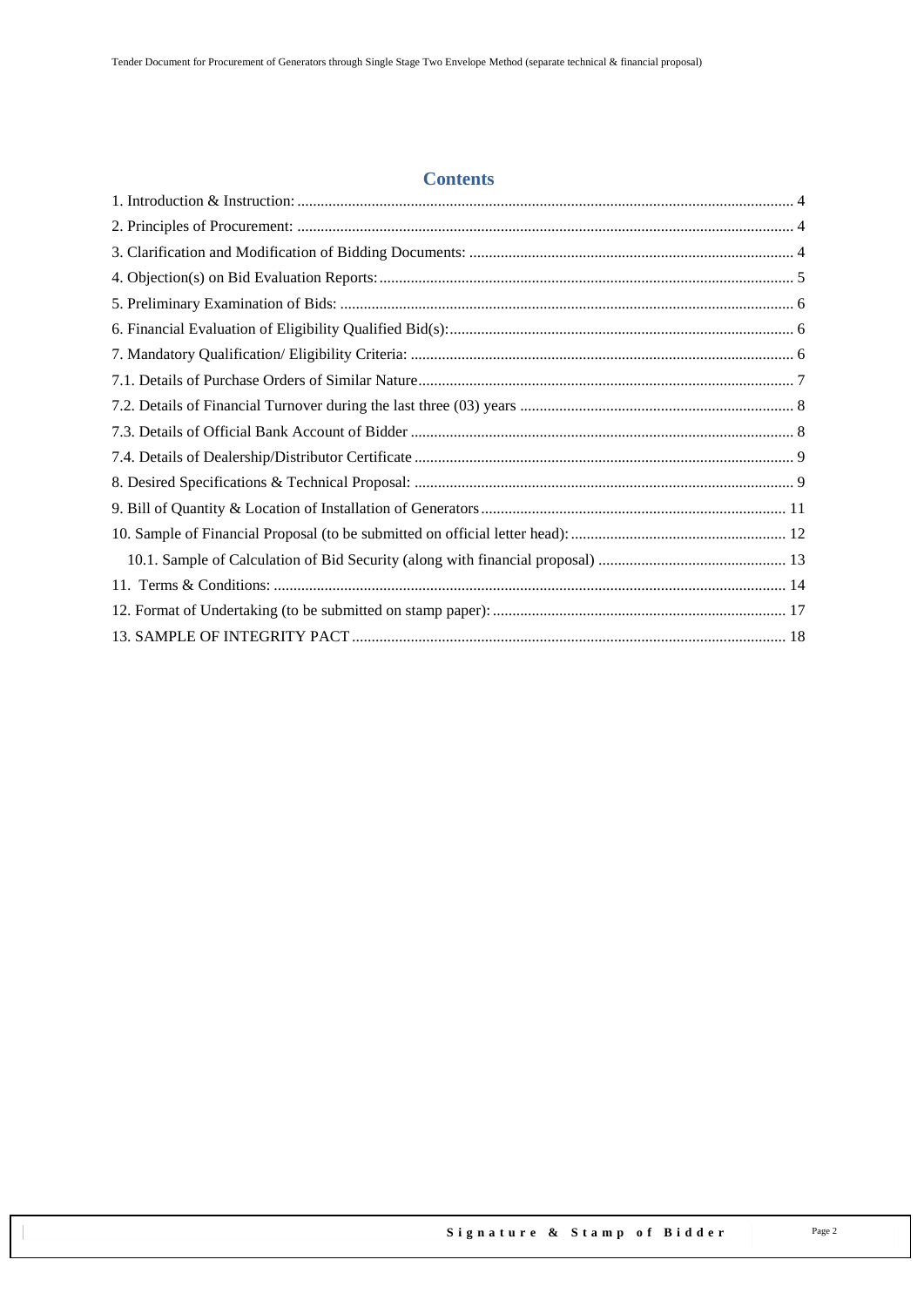## Contents

1. Introduction & Instruction: .............................................................................. 4
2. Principles of Procurement: .............................................................................. 4
3. Clarification and Modification of Bidding Documents: .............................................................................. 4
4. Objection(s) on Bid Evaluation Reports: .............................................................................. 5
5. Preliminary Examination of Bids: .............................................................................. 6
6. Financial Evaluation of Eligibility Qualified Bid(s): .............................................................................. 6
7. Mandatory Qualification/ Eligibility Criteria: .............................................................................. 6
7.1. Details of Purchase Orders of Similar Nature .............................................................................. 7
7.2. Details of Financial Turnover during the last three (03) years .............................................................................. 8
7.3. Details of Official Bank Account of Bidder .............................................................................. 8
7.4. Details of Dealership/Distributor Certificate .............................................................................. 9
8. Desired Specifications & Technical Proposal: .............................................................................. 9
9. Bill of Quantity & Location of Installation of Generators .............................................................................. 11
10. Sample of Financial Proposal (to be submitted on official letter head): .............................................................................. 12
   10.1. Sample of Calculation of Bid Security (along with financial proposal) .............................................................................. 13
11. Terms & Conditions: .............................................................................. 14
12. Format of Undertaking (to be submitted on stamp paper): .............................................................................. 17
13. SAMPLE OF INTEGRITY PACT .............................................................................. 18

**Signature & Stamp of Bidder**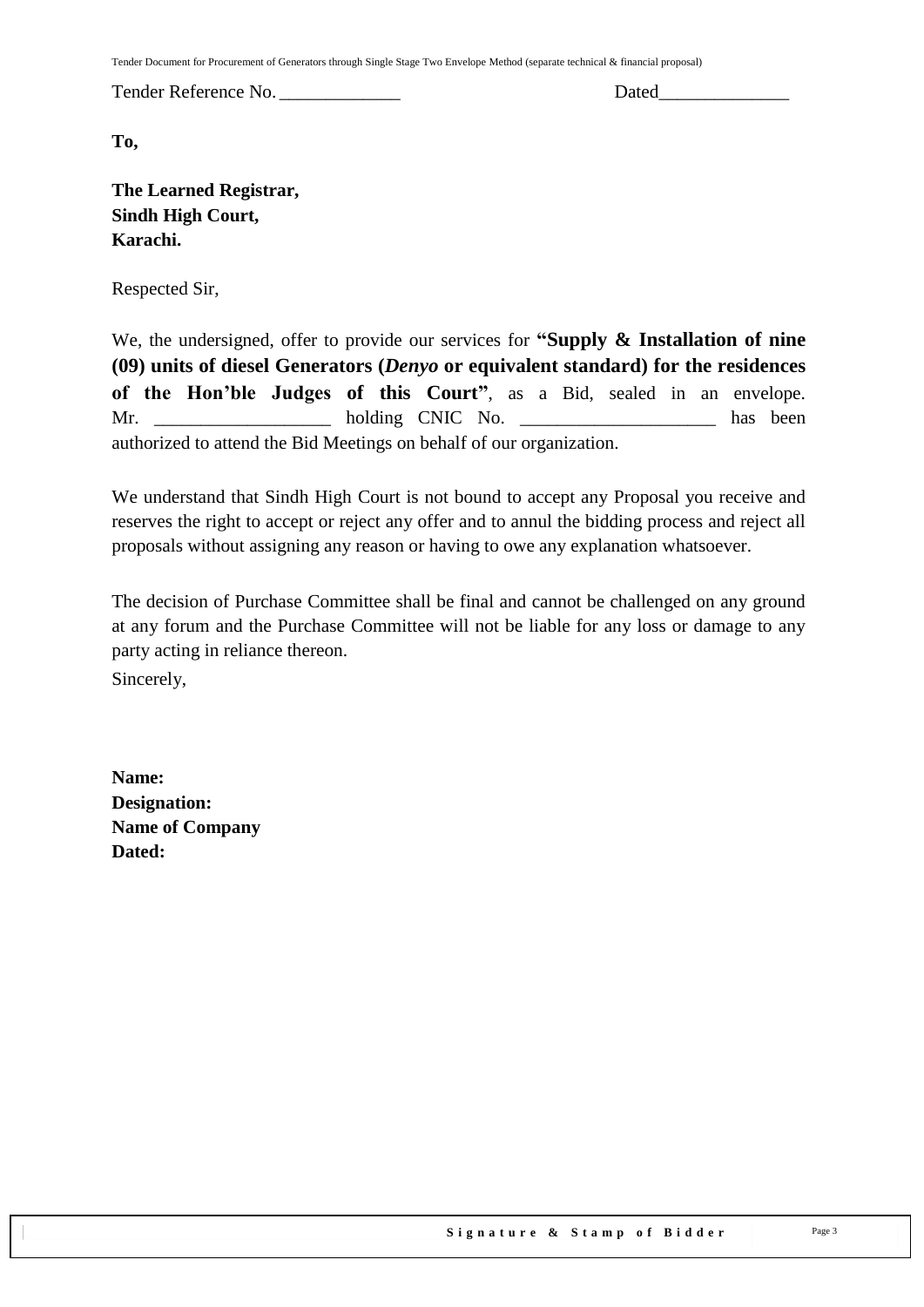Tender Reference No. _____________ Dated______________

**To,**

**The Learned Registrar,**
**Sindh High Court,**
**Karachi.**

Respected Sir,

We, the undersigned, offer to provide our services for **"Supply & Installation of nine (09) units of diesel Generators (*Denyo* or equivalent standard) for the residences of the Hon'ble Judges of this Court"**, as a Bid, sealed in an envelope. Mr. ___________________ holding CNIC No. _____________________ has been authorized to attend the Bid Meetings on behalf of our organization.

We understand that Sindh High Court is not bound to accept any Proposal you receive and reserves the right to accept or reject any offer and to annul the bidding process and reject all proposals without assigning any reason or having to owe any explanation whatsoever.

The decision of Purchase Committee shall be final and cannot be challenged on any ground at any forum and the Purchase Committee will not be liable for any loss or damage to any party acting in reliance thereon.

Sincerely,

**Name:**
**Designation:**
**Name of Company**
**Dated:**

**Signature & Stamp of Bidder**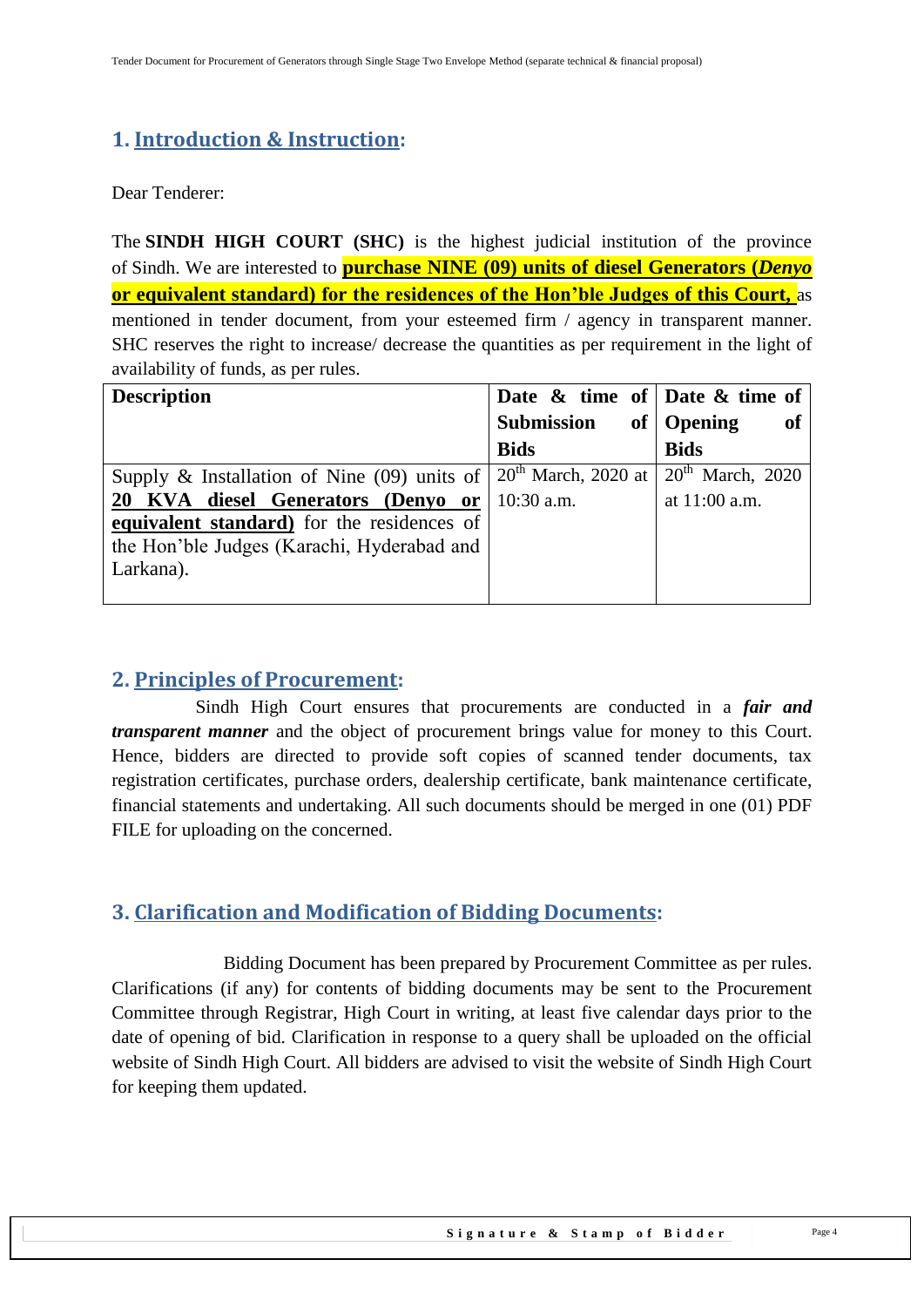## 1. Introduction & Instruction:

Dear Tenderer:

The **SINDH HIGH COURT (SHC)** is the highest judicial institution of the province of Sindh. We are interested to **purchase NINE (09) units of diesel Generators (*Denyo* or equivalent standard) for the residences of the Hon'ble Judges of this Court,** as mentioned in tender document, from your esteemed firm / agency in transparent manner. SHC reserves the right to increase/ decrease the quantities as per requirement in the light of availability of funds, as per rules.

| Description | Date & time of Submission of Bids | Date & time of Opening of Bids |
|---|---|---|
| Supply & Installation of Nine (09) units of **20 KVA diesel Generators (Denyo or equivalent standard)** for the residences of the Hon'ble Judges (Karachi, Hyderabad and Larkana). | 20th March, 2020 at 10:30 a.m. | 20th March, 2020 at 11:00 a.m. |

## 2. Principles of Procurement:

Sindh High Court ensures that procurements are conducted in a ***fair and transparent manner*** and the object of procurement brings value for money to this Court. Hence, bidders are directed to provide soft copies of scanned tender documents, tax registration certificates, purchase orders, dealership certificate, bank maintenance certificate, financial statements and undertaking. All such documents should be merged in one (01) PDF FILE for uploading on the concerned.

## 3. Clarification and Modification of Bidding Documents:

Bidding Document has been prepared by Procurement Committee as per rules. Clarifications (if any) for contents of bidding documents may be sent to the Procurement Committee through Registrar, High Court in writing, at least five calendar days prior to the date of opening of bid. Clarification in response to a query shall be uploaded on the official website of Sindh High Court. All bidders are advised to visit the website of Sindh High Court for keeping them updated.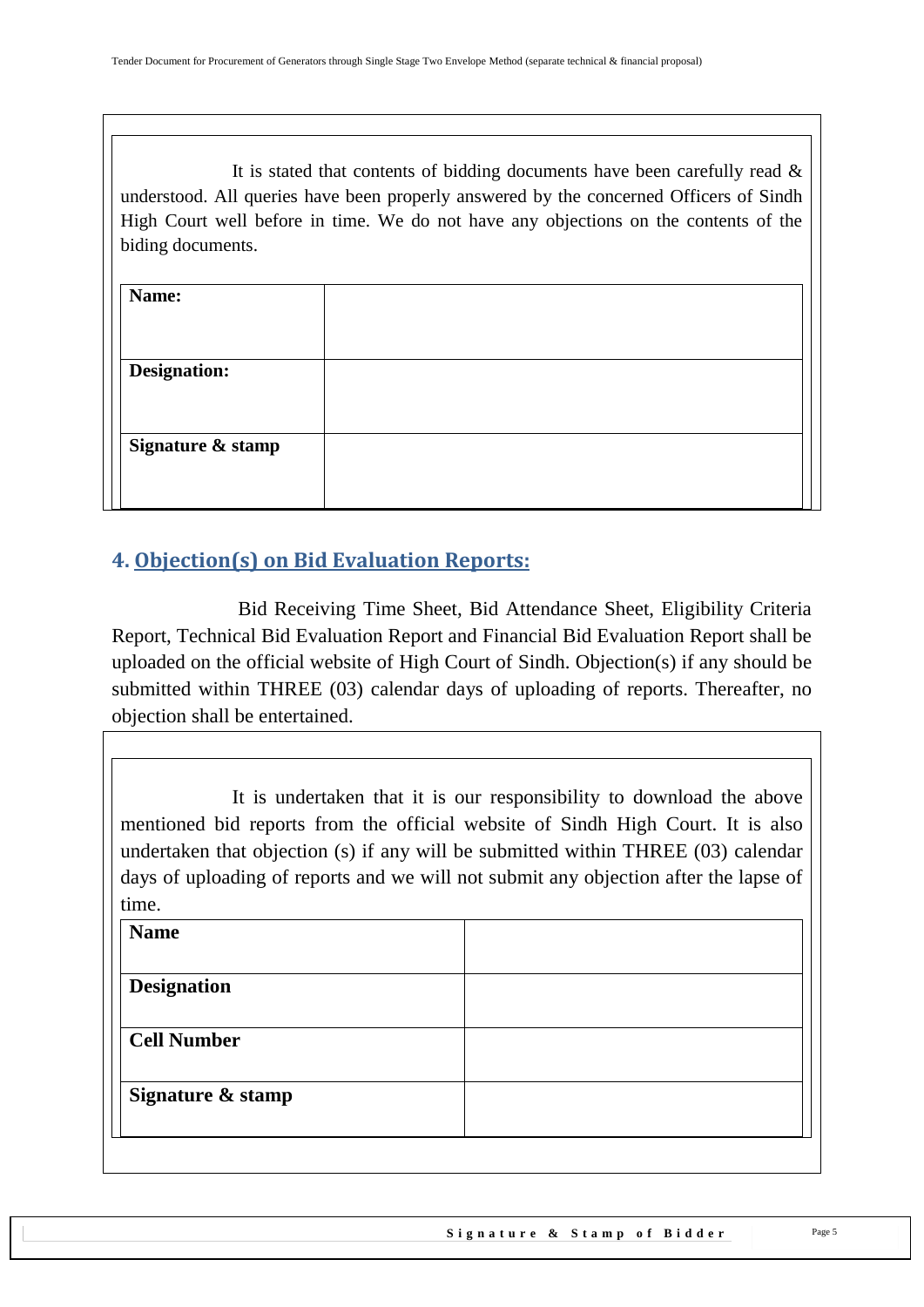It is stated that contents of bidding documents have been carefully read & understood. All queries have been properly answered by the concerned Officers of Sindh High Court well before in time. We do not have any objections on the contents of the biding documents.

| **Name:** | |
|---|---|
| **Designation:** | |
| **Signature & stamp** | |

## 4. Objection(s) on Bid Evaluation Reports:

Bid Receiving Time Sheet, Bid Attendance Sheet, Eligibility Criteria Report, Technical Bid Evaluation Report and Financial Bid Evaluation Report shall be uploaded on the official website of High Court of Sindh. Objection(s) if any should be submitted within THREE (03) calendar days of uploading of reports. Thereafter, no objection shall be entertained.

It is undertaken that it is our responsibility to download the above mentioned bid reports from the official website of Sindh High Court. It is also undertaken that objection (s) if any will be submitted within THREE (03) calendar days of uploading of reports and we will not submit any objection after the lapse of time.

| **Name** | |
|---|---|
| **Designation** | |
| **Cell Number** | |
| **Signature & stamp** | |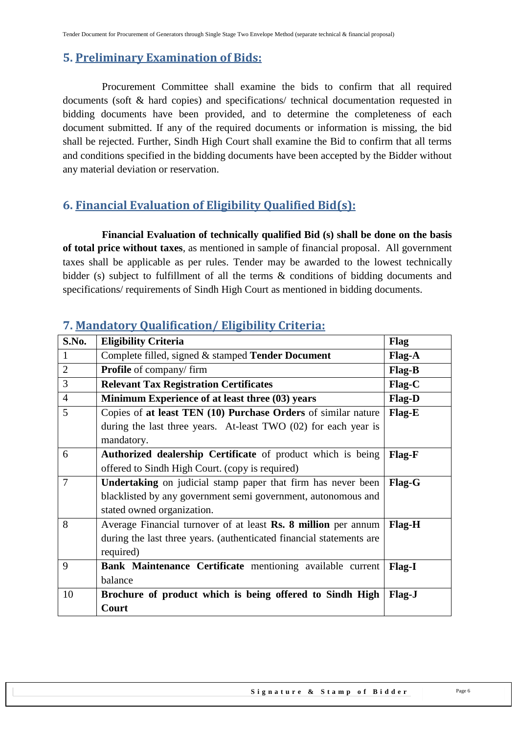## 5. Preliminary Examination of Bids:

Procurement Committee shall examine the bids to confirm that all required documents (soft & hard copies) and specifications/ technical documentation requested in bidding documents have been provided, and to determine the completeness of each document submitted. If any of the required documents or information is missing, the bid shall be rejected. Further, Sindh High Court shall examine the Bid to confirm that all terms and conditions specified in the bidding documents have been accepted by the Bidder without any material deviation or reservation.

## 6. Financial Evaluation of Eligibility Qualified Bid(s):

**Financial Evaluation of technically qualified Bid (s) shall be done on the basis of total price without taxes**, as mentioned in sample of financial proposal. All government taxes shall be applicable as per rules. Tender may be awarded to the lowest technically bidder (s) subject to fulfillment of all the terms & conditions of bidding documents and specifications/ requirements of Sindh High Court as mentioned in bidding documents.

## 7. Mandatory Qualification/ Eligibility Criteria:

| S.No. | Eligibility Criteria | Flag |
|---|---|---|
| 1 | Complete filled, signed & stamped **Tender Document** | **Flag-A** |
| 2 | **Profile** of company/ firm | **Flag-B** |
| 3 | **Relevant Tax Registration Certificates** | **Flag-C** |
| 4 | **Minimum Experience of at least three (03) years** | **Flag-D** |
| 5 | Copies of **at least TEN (10) Purchase Orders** of similar nature during the last three years. At-least TWO (02) for each year is mandatory. | **Flag-E** |
| 6 | **Authorized dealership Certificate** of product which is being offered to Sindh High Court. (copy is required) | **Flag-F** |
| 7 | **Undertaking** on judicial stamp paper that firm has never been blacklisted by any government semi government, autonomous and stated owned organization. | **Flag-G** |
| 8 | Average Financial turnover of at least **Rs. 8 million** per annum during the last three years. (authenticated financial statements are required) | **Flag-H** |
| 9 | **Bank Maintenance Certificate** mentioning available current balance | **Flag-I** |
| 10 | **Brochure of product which is being offered to Sindh High Court** | **Flag-J** |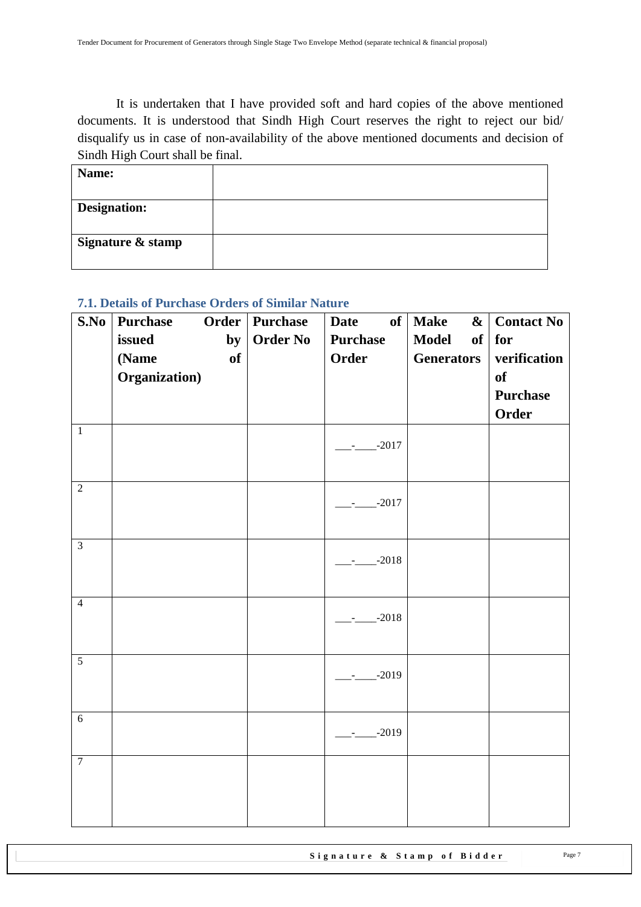It is undertaken that I have provided soft and hard copies of the above mentioned documents. It is understood that Sindh High Court reserves the right to reject our bid/ disqualify us in case of non-availability of the above mentioned documents and decision of Sindh High Court shall be final.

| **Name:** | |
|---|---|
| **Designation:** | |
| **Signature & stamp** | |

### 7.1. Details of Purchase Orders of Similar Nature

| S.No | Purchase Order issued by (Name of Organization) | Purchase Order No | Date of Purchase Order | Make & Model of Generators | Contact No for verification of Purchase Order |
|---|---|---|---|---|---|
| 1 | | | ___-____-2017 | | |
| 2 | | | ___-____-2017 | | |
| 3 | | | ___-____-2018 | | |
| 4 | | | ___-____-2018 | | |
| 5 | | | ___-____-2019 | | |
| 6 | | | ___-____-2019 | | |
| 7 | | | | | |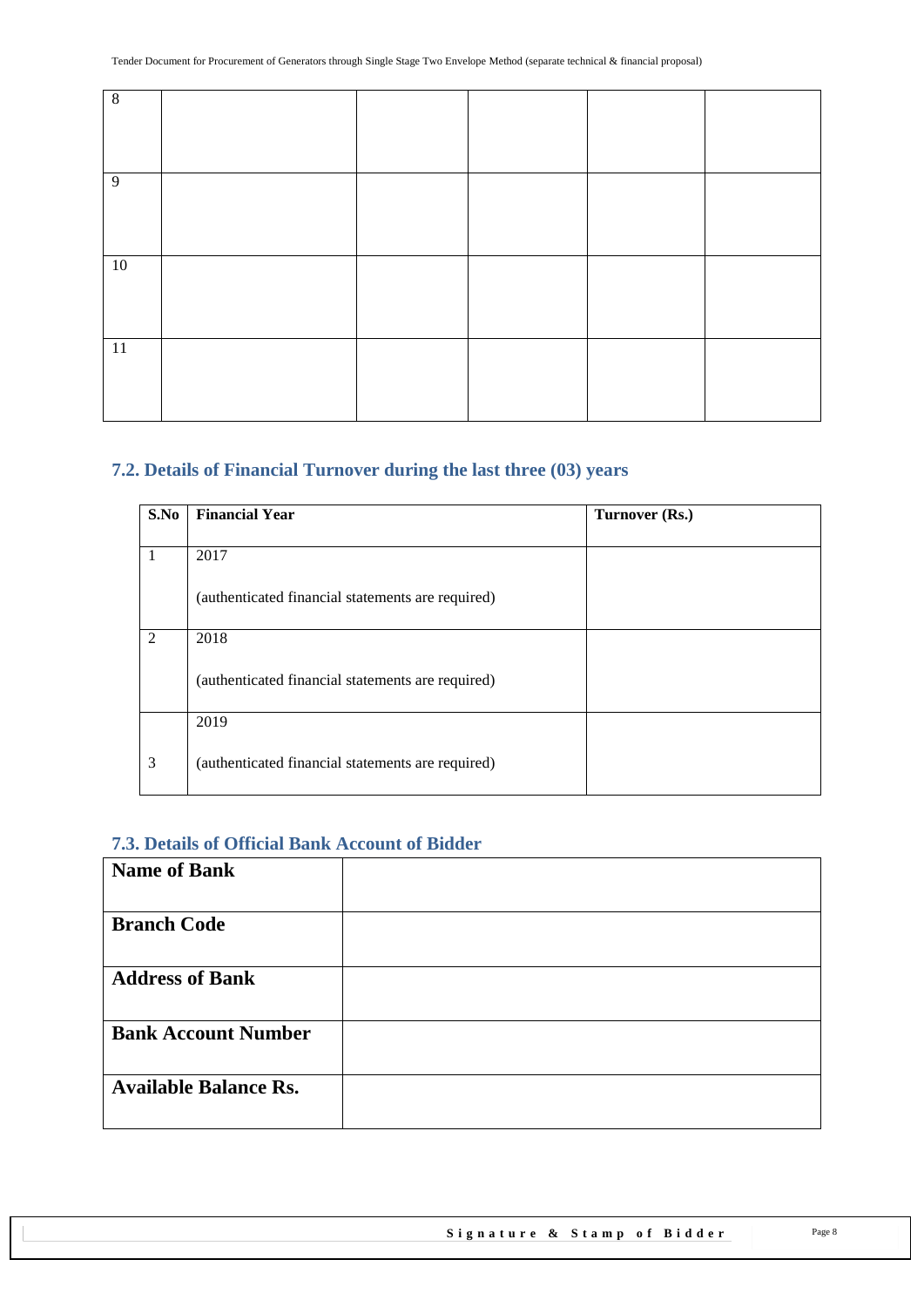| 8 | | | | | |
|---|---|---|---|---|---|
| 9 | | | | | |
| 10 | | | | | |
| 11 | | | | | |

## 7.2. Details of Financial Turnover during the last three (03) years

| S.No | Financial Year | Turnover (Rs.) |
|---|---|---|
| 1 | 2017<br><br>(authenticated financial statements are required) | |
| 2 | 2018<br><br>(authenticated financial statements are required) | |
| 3 | 2019<br><br>(authenticated financial statements are required) | |

## 7.3. Details of Official Bank Account of Bidder

| **Name of Bank** | |
|---|---|
| **Branch Code** | |
| **Address of Bank** | |
| **Bank Account Number** | |
| **Available Balance Rs.** | |

**Signature & Stamp of Bidder**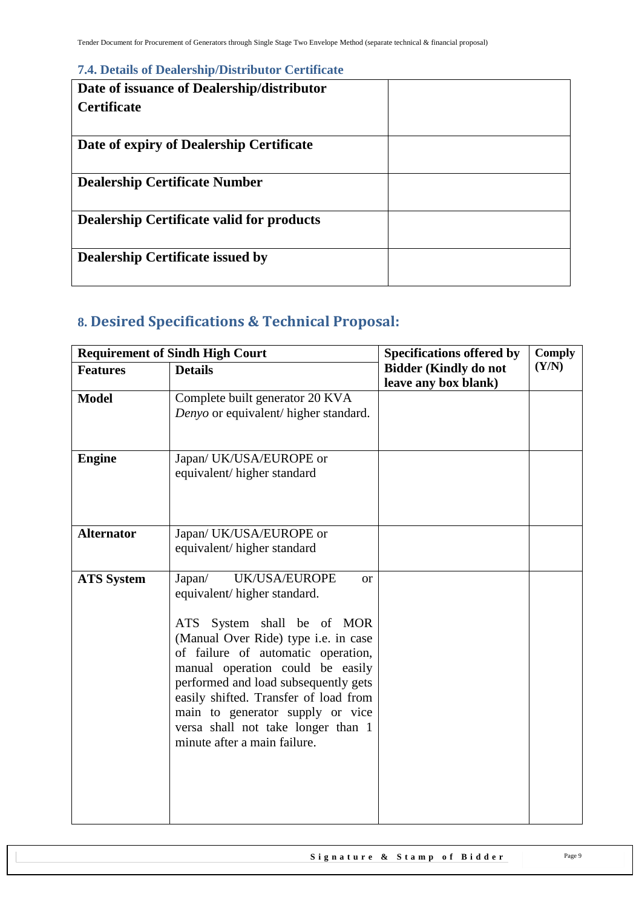### 7.4. Details of Dealership/Distributor Certificate

| | |
|---|---|
| **Date of issuance of Dealership/distributor Certificate** | |
| **Date of expiry of Dealership Certificate** | |
| **Dealership Certificate Number** | |
| **Dealership Certificate valid for products** | |
| **Dealership Certificate issued by** | |

## 8. Desired Specifications & Technical Proposal:

| **Requirement of Sindh High Court** | | **Specifications offered by Bidder (Kindly do not leave any box blank)** | **Comply (Y/N)** |
|---|---|---|---|
| **Features** | **Details** | | |
| **Model** | Complete built generator 20 KVA *Denyo* or equivalent/ higher standard. | | |
| **Engine** | Japan/ UK/USA/EUROPE or equivalent/ higher standard | | |
| **Alternator** | Japan/ UK/USA/EUROPE or equivalent/ higher standard | | |
| **ATS System** | Japan/ UK/USA/EUROPE or equivalent/ higher standard.<br><br>ATS System shall be of MOR (Manual Over Ride) type i.e. in case of failure of automatic operation, manual operation could be easily performed and load subsequently gets easily shifted. Transfer of load from main to generator supply or vice versa shall not take longer than 1 minute after a main failure. | | |

**Signature & Stamp of Bidder**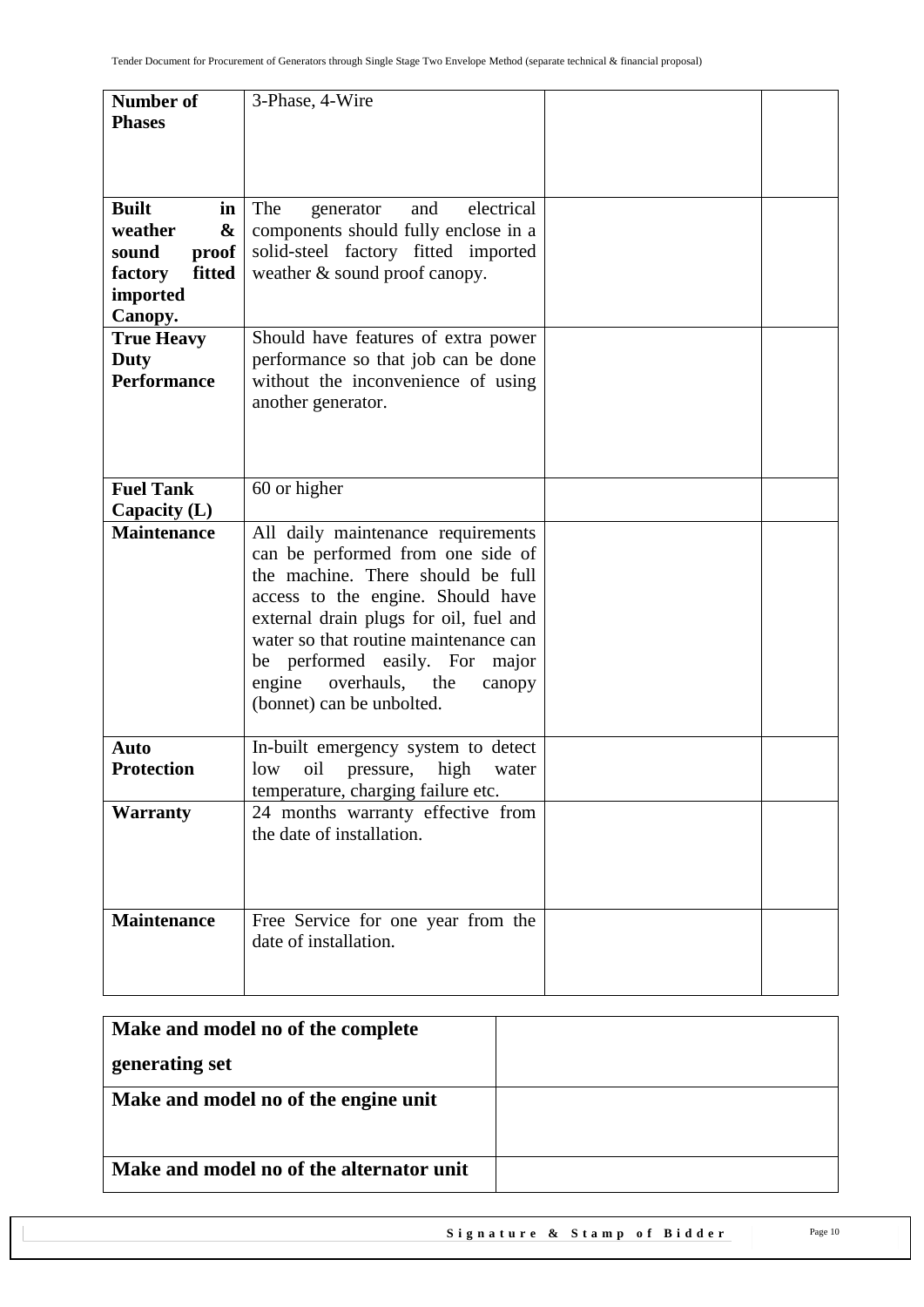| | | | |
|---|---|---|---|
| **Number of Phases** | 3-Phase, 4-Wire | | |
| **Built in weather & sound proof factory fitted imported Canopy.** | The generator and electrical components should fully enclose in a solid-steel factory fitted imported weather & sound proof canopy. | | |
| **True Heavy Duty Performance** | Should have features of extra power performance so that job can be done without the inconvenience of using another generator. | | |
| **Fuel Tank Capacity (L)** | 60 or higher | | |
| **Maintenance** | All daily maintenance requirements can be performed from one side of the machine. There should be full access to the engine. Should have external drain plugs for oil, fuel and water so that routine maintenance can be performed easily. For major engine overhauls, the canopy (bonnet) can be unbolted. | | |
| **Auto Protection** | In-built emergency system to detect low oil pressure, high water temperature, charging failure etc. | | |
| **Warranty** | 24 months warranty effective from the date of installation. | | |
| **Maintenance** | Free Service for one year from the date of installation. | | |

| | |
|---|---|
| **Make and model no of the complete generating set** | |
| **Make and model no of the engine unit** | |
| **Make and model no of the alternator unit** | |

**Signature & Stamp of Bidder**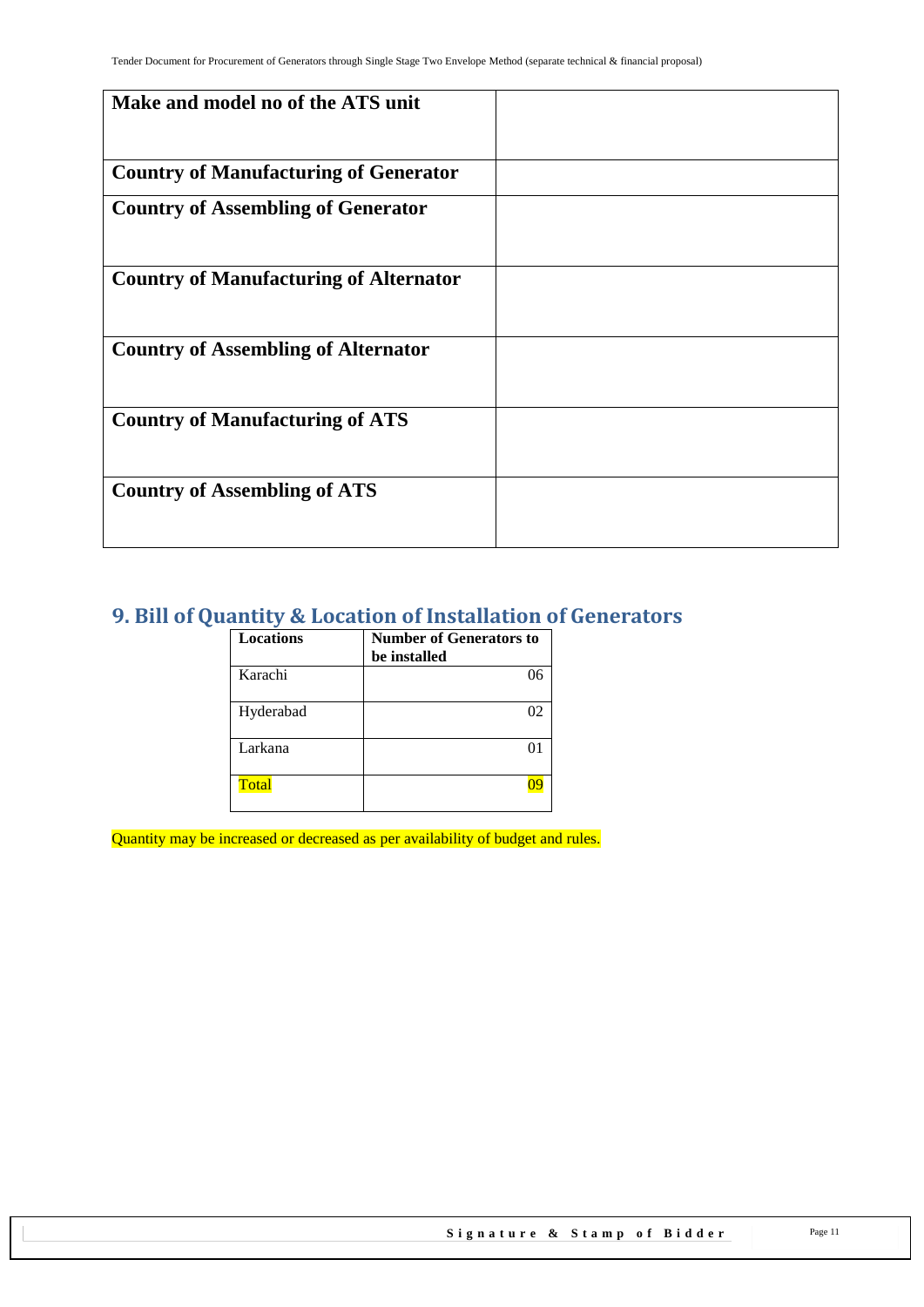| Make and model no of the ATS unit | |
|---|---|
| Country of Manufacturing of Generator | |
| Country of Assembling of Generator | |
| Country of Manufacturing of Alternator | |
| Country of Assembling of Alternator | |
| Country of Manufacturing of ATS | |
| Country of Assembling of ATS | |

## 9. Bill of Quantity & Location of Installation of Generators

| Locations | Number of Generators to be installed |
|---|---|
| Karachi | 06 |
| Hyderabad | 02 |
| Larkana | 01 |
| Total | 09 |

Quantity may be increased or decreased as per availability of budget and rules.

**Signature & Stamp of Bidder**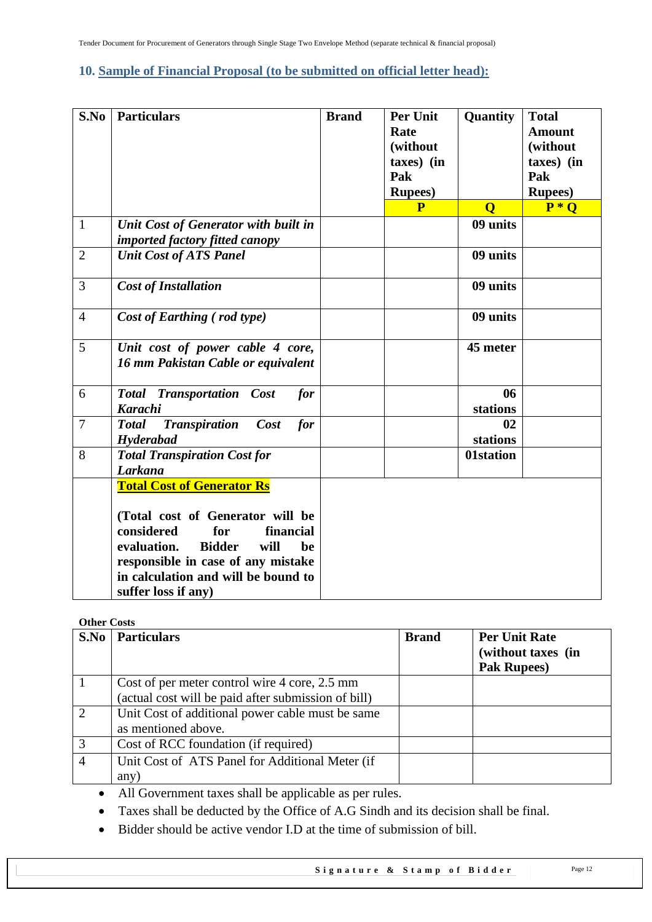## 10. Sample of Financial Proposal (to be submitted on official letter head):

| S.No | Particulars | Brand | Per Unit Rate (without taxes) (in Pak Rupees) | Quantity | Total Amount (without taxes) (in Pak Rupees) |
|---|---|---|---|---|---|
| | | | **P** | **Q** | **P * Q** |
| 1 | ***Unit Cost of Generator with built in imported factory fitted canopy*** | | | **09 units** | |
| 2 | ***Unit Cost of ATS Panel*** | | | **09 units** | |
| 3 | ***Cost of Installation*** | | | **09 units** | |
| 4 | ***Cost of Earthing ( rod type)*** | | | **09 units** | |
| 5 | ***Unit cost of power cable 4 core, 16 mm Pakistan Cable or equivalent*** | | | **45 meter** | |
| 6 | ***Total Transportation Cost for Karachi*** | | | **06 stations** | |
| 7 | ***Total Transpiration Cost for Hyderabad*** | | | **02 stations** | |
| 8 | ***Total Transpiration Cost for Larkana*** | | | **01station** | |
| | **Total Cost of Generator Rs**<br><br>**(Total cost of Generator will be considered for financial evaluation. Bidder will be responsible in case of any mistake in calculation and will be bound to suffer loss if any)** | | | | |

**Other Costs**

| S.No | Particulars | Brand | Per Unit Rate (without taxes (in Pak Rupees) |
|---|---|---|---|
| 1 | Cost of per meter control wire 4 core, 2.5 mm (actual cost will be paid after submission of bill) | | |
| 2 | Unit Cost of additional power cable must be same as mentioned above. | | |
| 3 | Cost of RCC foundation (if required) | | |
| 4 | Unit Cost of ATS Panel for Additional Meter (if any) | | |

- All Government taxes shall be applicable as per rules.
- Taxes shall be deducted by the Office of A.G Sindh and its decision shall be final.
- Bidder should be active vendor I.D at the time of submission of bill.

**Signature & Stamp of Bidder**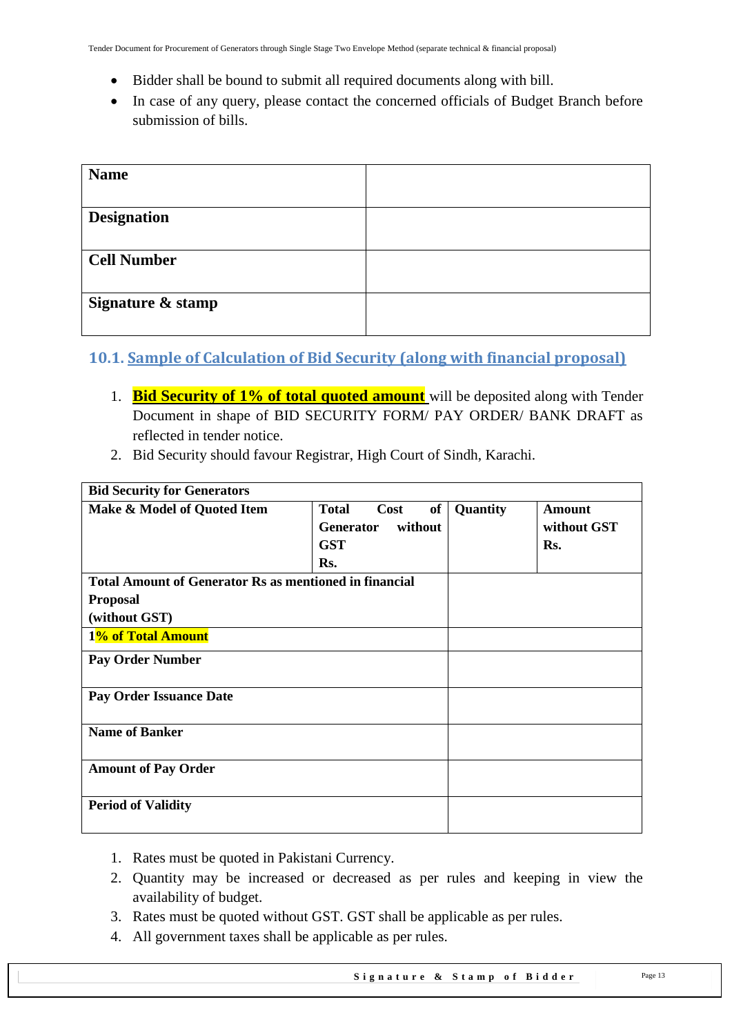- Bidder shall be bound to submit all required documents along with bill.
- In case of any query, please contact the concerned officials of Budget Branch before submission of bills.

| **Name** | |
|---|---|
| **Designation** | |
| **Cell Number** | |
| **Signature & stamp** | |

## 10.1. Sample of Calculation of Bid Security (along with financial proposal)

1. **Bid Security of 1% of total quoted amount** will be deposited along with Tender Document in shape of BID SECURITY FORM/ PAY ORDER/ BANK DRAFT as reflected in tender notice.
2. Bid Security should favour Registrar, High Court of Sindh, Karachi.

| **Bid Security for Generators** | | | |
|---|---|---|---|
| **Make & Model of Quoted Item** | **Total Cost of Generator without GST Rs.** | **Quantity** | **Amount without GST Rs.** |
| **Total Amount of Generator Rs as mentioned in financial Proposal (without GST)** | | | |
| **1% of Total Amount** | | | |
| **Pay Order Number** | | | |
| **Pay Order Issuance Date** | | | |
| **Name of Banker** | | | |
| **Amount of Pay Order** | | | |
| **Period of Validity** | | | |

1. Rates must be quoted in Pakistani Currency.
2. Quantity may be increased or decreased as per rules and keeping in view the availability of budget.
3. Rates must be quoted without GST. GST shall be applicable as per rules.
4. All government taxes shall be applicable as per rules.

**Signature & Stamp of Bidder**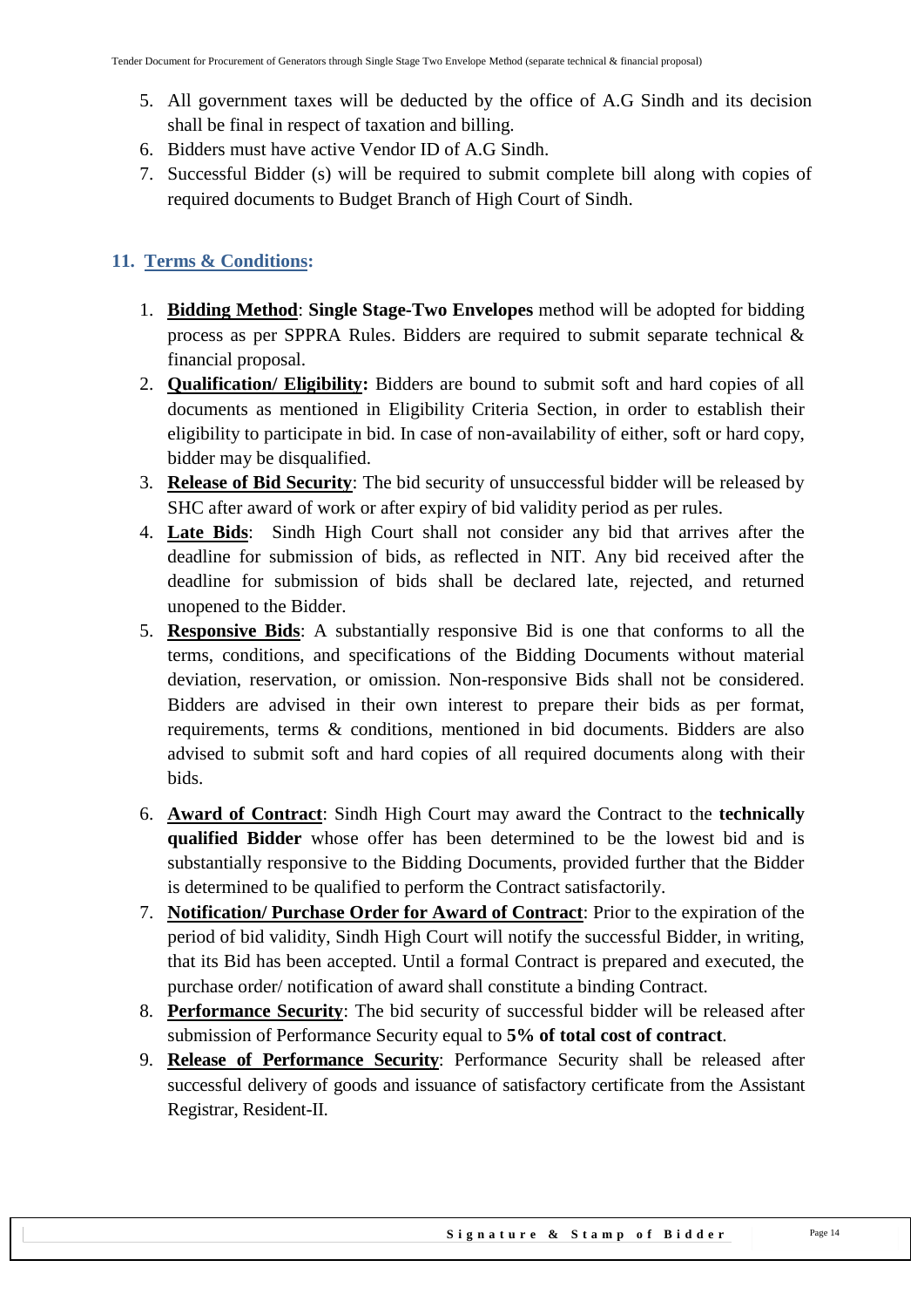5. All government taxes will be deducted by the office of A.G Sindh and its decision shall be final in respect of taxation and billing.
6. Bidders must have active Vendor ID of A.G Sindh.
7. Successful Bidder (s) will be required to submit complete bill along with copies of required documents to Budget Branch of High Court of Sindh.

## 11. Terms & Conditions:

1. **Bidding Method**: **Single Stage-Two Envelopes** method will be adopted for bidding process as per SPPRA Rules. Bidders are required to submit separate technical & financial proposal.
2. **Qualification/ Eligibility:** Bidders are bound to submit soft and hard copies of all documents as mentioned in Eligibility Criteria Section, in order to establish their eligibility to participate in bid. In case of non-availability of either, soft or hard copy, bidder may be disqualified.
3. **Release of Bid Security**: The bid security of unsuccessful bidder will be released by SHC after award of work or after expiry of bid validity period as per rules.
4. **Late Bids**: Sindh High Court shall not consider any bid that arrives after the deadline for submission of bids, as reflected in NIT. Any bid received after the deadline for submission of bids shall be declared late, rejected, and returned unopened to the Bidder.
5. **Responsive Bids**: A substantially responsive Bid is one that conforms to all the terms, conditions, and specifications of the Bidding Documents without material deviation, reservation, or omission. Non-responsive Bids shall not be considered. Bidders are advised in their own interest to prepare their bids as per format, requirements, terms & conditions, mentioned in bid documents. Bidders are also advised to submit soft and hard copies of all required documents along with their bids.
6. **Award of Contract**: Sindh High Court may award the Contract to the **technically qualified Bidder** whose offer has been determined to be the lowest bid and is substantially responsive to the Bidding Documents, provided further that the Bidder is determined to be qualified to perform the Contract satisfactorily.
7. **Notification/ Purchase Order for Award of Contract**: Prior to the expiration of the period of bid validity, Sindh High Court will notify the successful Bidder, in writing, that its Bid has been accepted. Until a formal Contract is prepared and executed, the purchase order/ notification of award shall constitute a binding Contract.
8. **Performance Security**: The bid security of successful bidder will be released after submission of Performance Security equal to **5% of total cost of contract**.
9. **Release of Performance Security**: Performance Security shall be released after successful delivery of goods and issuance of satisfactory certificate from the Assistant Registrar, Resident-II.

**Signature & Stamp of Bidder**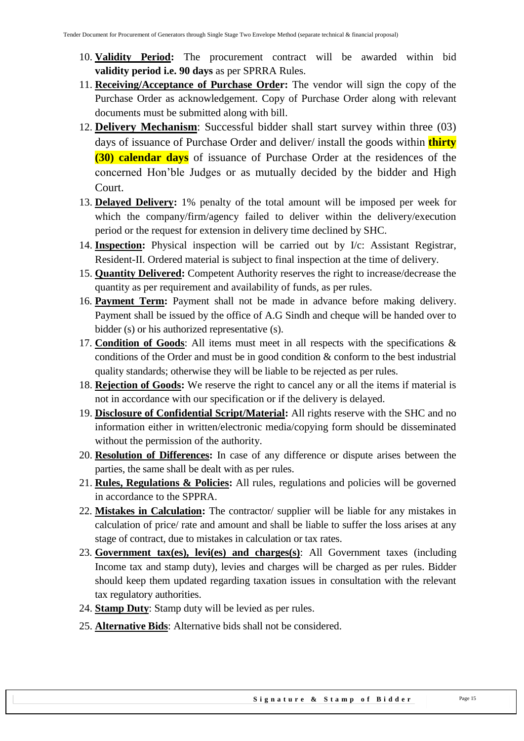10. **Validity Period:** The procurement contract will be awarded within bid **validity period i.e. 90 days** as per SPRRA Rules.
11. **Receiving/Acceptance of Purchase Order:** The vendor will sign the copy of the Purchase Order as acknowledgement. Copy of Purchase Order along with relevant documents must be submitted along with bill.
12. **Delivery Mechanism**: Successful bidder shall start survey within three (03) days of issuance of Purchase Order and deliver/ install the goods within **thirty (30) calendar days** of issuance of Purchase Order at the residences of the concerned Hon'ble Judges or as mutually decided by the bidder and High Court.
13. **Delayed Delivery:** 1% penalty of the total amount will be imposed per week for which the company/firm/agency failed to deliver within the delivery/execution period or the request for extension in delivery time declined by SHC.
14. **Inspection:** Physical inspection will be carried out by I/c: Assistant Registrar, Resident-II. Ordered material is subject to final inspection at the time of delivery.
15. **Quantity Delivered:** Competent Authority reserves the right to increase/decrease the quantity as per requirement and availability of funds, as per rules.
16. **Payment Term:** Payment shall not be made in advance before making delivery. Payment shall be issued by the office of A.G Sindh and cheque will be handed over to bidder (s) or his authorized representative (s).
17. **Condition of Goods**: All items must meet in all respects with the specifications & conditions of the Order and must be in good condition & conform to the best industrial quality standards; otherwise they will be liable to be rejected as per rules.
18. **Rejection of Goods:** We reserve the right to cancel any or all the items if material is not in accordance with our specification or if the delivery is delayed.
19. **Disclosure of Confidential Script/Material:** All rights reserve with the SHC and no information either in written/electronic media/copying form should be disseminated without the permission of the authority.
20. **Resolution of Differences:** In case of any difference or dispute arises between the parties, the same shall be dealt with as per rules.
21. **Rules, Regulations & Policies:** All rules, regulations and policies will be governed in accordance to the SPPRA.
22. **Mistakes in Calculation:** The contractor/ supplier will be liable for any mistakes in calculation of price/ rate and amount and shall be liable to suffer the loss arises at any stage of contract, due to mistakes in calculation or tax rates.
23. **Government tax(es), levi(es) and charges(s)**: All Government taxes (including Income tax and stamp duty), levies and charges will be charged as per rules. Bidder should keep them updated regarding taxation issues in consultation with the relevant tax regulatory authorities.
24. **Stamp Duty**: Stamp duty will be levied as per rules.
25. **Alternative Bids**: Alternative bids shall not be considered.

**Signature & Stamp of Bidder**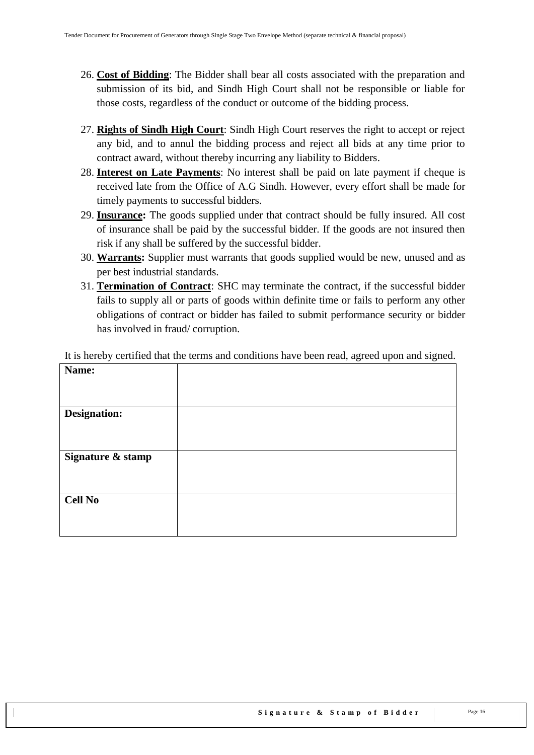26. **Cost of Bidding**: The Bidder shall bear all costs associated with the preparation and submission of its bid, and Sindh High Court shall not be responsible or liable for those costs, regardless of the conduct or outcome of the bidding process.

27. **Rights of Sindh High Court**: Sindh High Court reserves the right to accept or reject any bid, and to annul the bidding process and reject all bids at any time prior to contract award, without thereby incurring any liability to Bidders.
28. **Interest on Late Payments**: No interest shall be paid on late payment if cheque is received late from the Office of A.G Sindh. However, every effort shall be made for timely payments to successful bidders.
29. **Insurance:** The goods supplied under that contract should be fully insured. All cost of insurance shall be paid by the successful bidder. If the goods are not insured then risk if any shall be suffered by the successful bidder.
30. **Warrants:** Supplier must warrants that goods supplied would be new, unused and as per best industrial standards.
31. **Termination of Contract**: SHC may terminate the contract, if the successful bidder fails to supply all or parts of goods within definite time or fails to perform any other obligations of contract or bidder has failed to submit performance security or bidder has involved in fraud/ corruption.

It is hereby certified that the terms and conditions have been read, agreed upon and signed.

| **Name:** | |
|---|---|
| **Designation:** | |
| **Signature & stamp** | |
| **Cell No** | |

**Signature & Stamp of Bidder**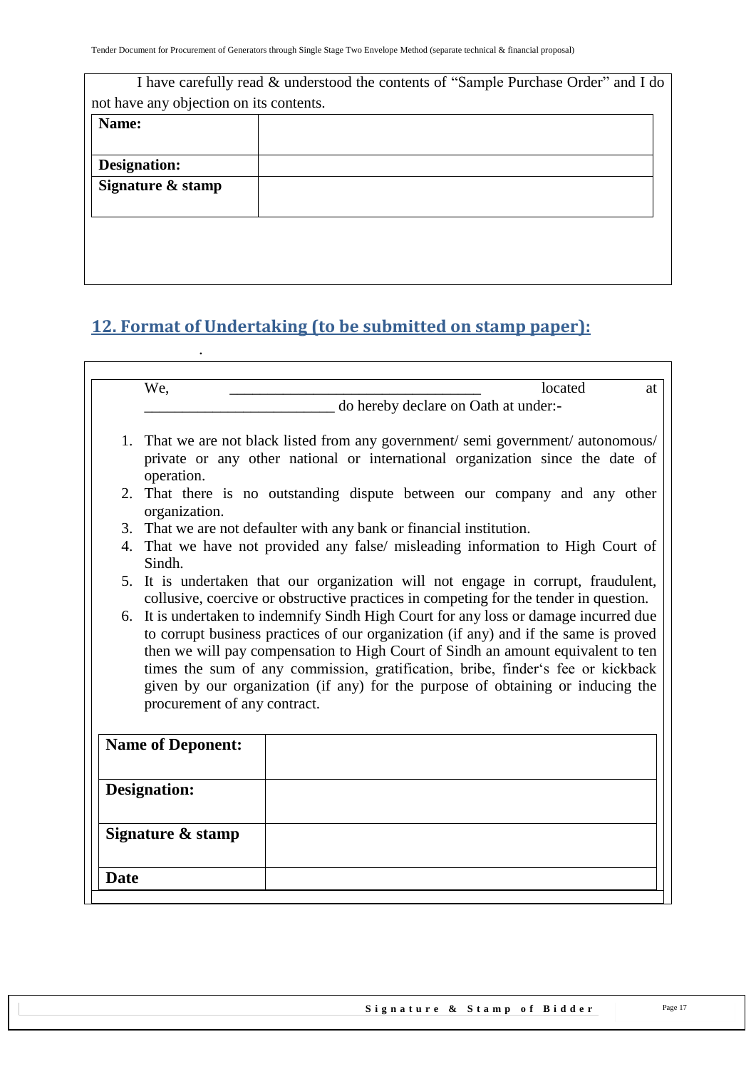I have carefully read & understood the contents of "Sample Purchase Order" and I do not have any objection on its contents.

| Name: | |
|---|---|
| Designation: | |
| Signature & stamp | |

## 12. Format of Undertaking (to be submitted on stamp paper):

.

We, \_\_\_\_\_\_\_\_\_\_\_\_\_\_\_\_\_\_\_\_\_\_\_\_\_\_\_\_\_\_\_\_\_\_ located at \_\_\_\_\_\_\_\_\_\_\_\_\_\_\_\_\_\_\_\_\_\_\_\_\_\_ do hereby declare on Oath at under:-

1. That we are not black listed from any government/ semi government/ autonomous/ private or any other national or international organization since the date of operation.
2. That there is no outstanding dispute between our company and any other organization.
3. That we are not defaulter with any bank or financial institution.
4. That we have not provided any false/ misleading information to High Court of Sindh.
5. It is undertaken that our organization will not engage in corrupt, fraudulent, collusive, coercive or obstructive practices in competing for the tender in question.
6. It is undertaken to indemnify Sindh High Court for any loss or damage incurred due to corrupt business practices of our organization (if any) and if the same is proved then we will pay compensation to High Court of Sindh an amount equivalent to ten times the sum of any commission, gratification, bribe, finder's fee or kickback given by our organization (if any) for the purpose of obtaining or inducing the procurement of any contract.

| Name of Deponent: | |
|---|---|
| Designation: | |
| Signature & stamp | |
| Date | |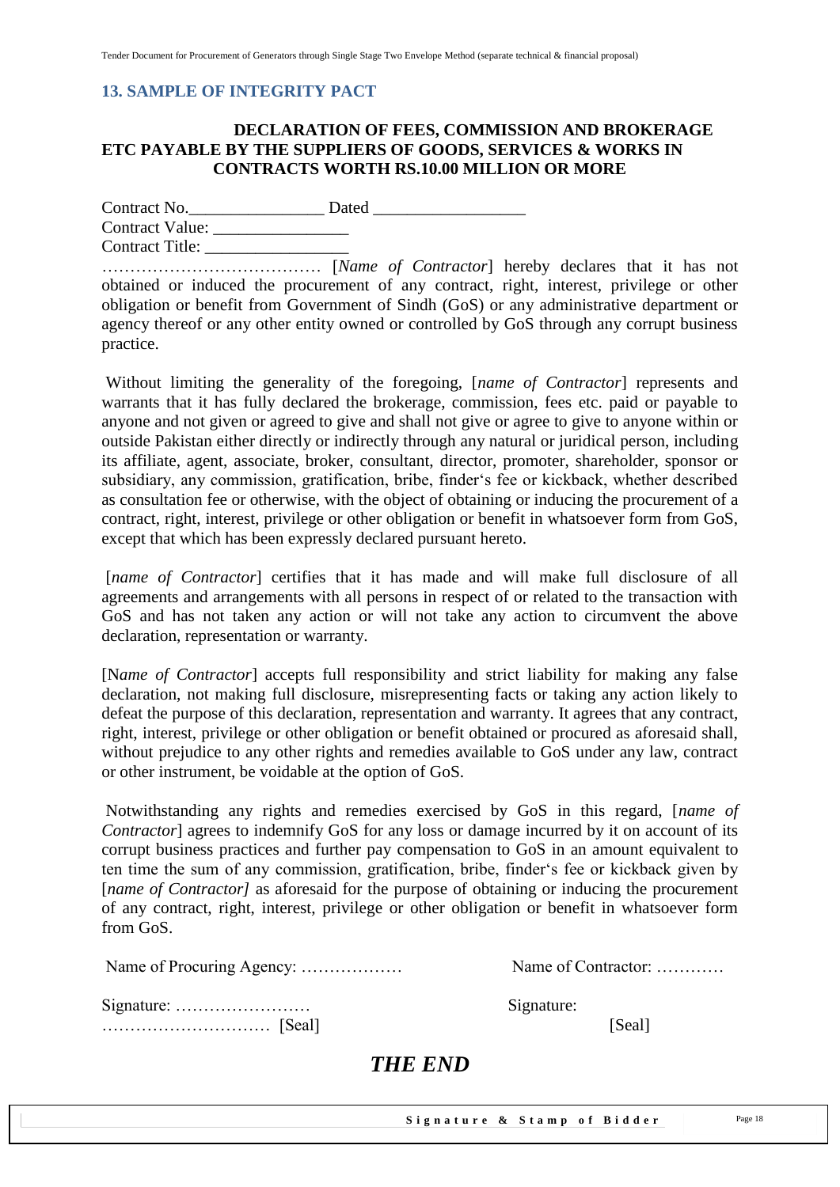## 13. SAMPLE OF INTEGRITY PACT

**DECLARATION OF FEES, COMMISSION AND BROKERAGE ETC PAYABLE BY THE SUPPLIERS OF GOODS, SERVICES & WORKS IN CONTRACTS WORTH RS.10.00 MILLION OR MORE**

Contract No.________________ Dated __________________
Contract Value: ________________
Contract Title: _________________

………………………………… [*Name of Contractor*] hereby declares that it has not obtained or induced the procurement of any contract, right, interest, privilege or other obligation or benefit from Government of Sindh (GoS) or any administrative department or agency thereof or any other entity owned or controlled by GoS through any corrupt business practice.

Without limiting the generality of the foregoing, [*name of Contractor*] represents and warrants that it has fully declared the brokerage, commission, fees etc. paid or payable to anyone and not given or agreed to give and shall not give or agree to give to anyone within or outside Pakistan either directly or indirectly through any natural or juridical person, including its affiliate, agent, associate, broker, consultant, director, promoter, shareholder, sponsor or subsidiary, any commission, gratification, bribe, finder's fee or kickback, whether described as consultation fee or otherwise, with the object of obtaining or inducing the procurement of a contract, right, interest, privilege or other obligation or benefit in whatsoever form from GoS, except that which has been expressly declared pursuant hereto.

[*name of Contractor*] certifies that it has made and will make full disclosure of all agreements and arrangements with all persons in respect of or related to the transaction with GoS and has not taken any action or will not take any action to circumvent the above declaration, representation or warranty.

[N*ame of Contractor*] accepts full responsibility and strict liability for making any false declaration, not making full disclosure, misrepresenting facts or taking any action likely to defeat the purpose of this declaration, representation and warranty. It agrees that any contract, right, interest, privilege or other obligation or benefit obtained or procured as aforesaid shall, without prejudice to any other rights and remedies available to GoS under any law, contract or other instrument, be voidable at the option of GoS.

Notwithstanding any rights and remedies exercised by GoS in this regard, [*name of Contractor*] agrees to indemnify GoS for any loss or damage incurred by it on account of its corrupt business practices and further pay compensation to GoS in an amount equivalent to ten time the sum of any commission, gratification, bribe, finder's fee or kickback given by [*name of Contractor]* as aforesaid for the purpose of obtaining or inducing the procurement of any contract, right, interest, privilege or other obligation or benefit in whatsoever form from GoS.

| | |
|---|---|
| Name of Procuring Agency: ……………… | Name of Contractor: ………… |
| Signature: …………………… | Signature: |
| ………………………… [Seal] | [Seal] |

# *THE END*